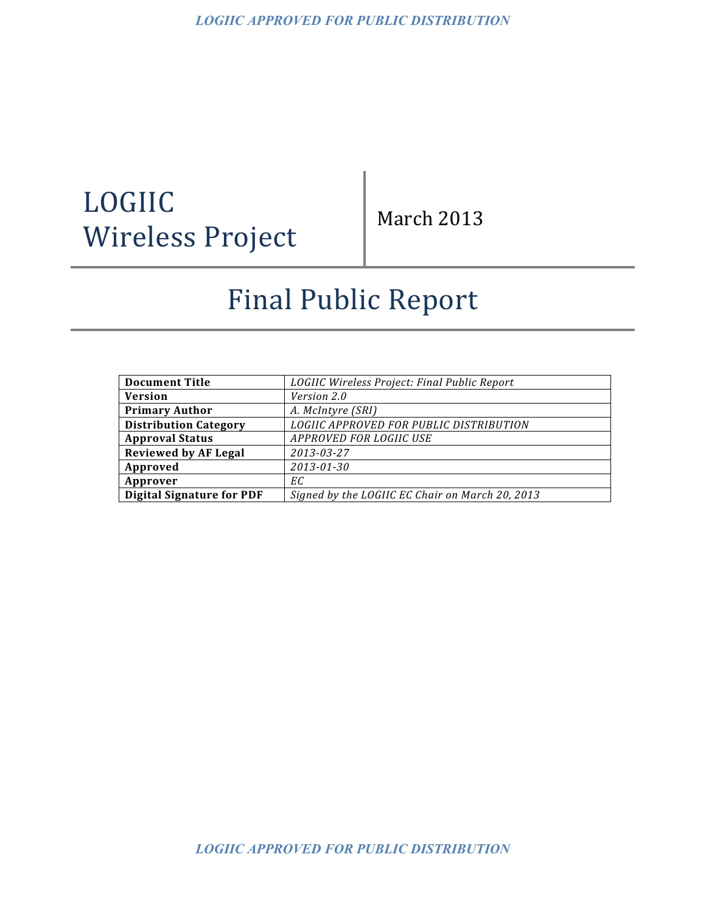# LOGIIC Wireless Project

March 2013

# Final Public Report

| **Document Title** | *LOGIIC Wireless Project: Final Public Report* |
|---|---|
| **Version** | *Version 2.0* |
| **Primary Author** | *A. McIntyre (SRI)* |
| **Distribution Category** | *LOGIIC APPROVED FOR PUBLIC DISTRIBUTION* |
| **Approval Status** | *APPROVED FOR LOGIIC USE* |
| **Reviewed by AF Legal** | *2013-03-27* |
| **Approved** | *2013-01-30* |
| **Approver** | *EC* |
| **Digital Signature for PDF** | *Signed by the LOGIIC EC Chair on March 20, 2013* |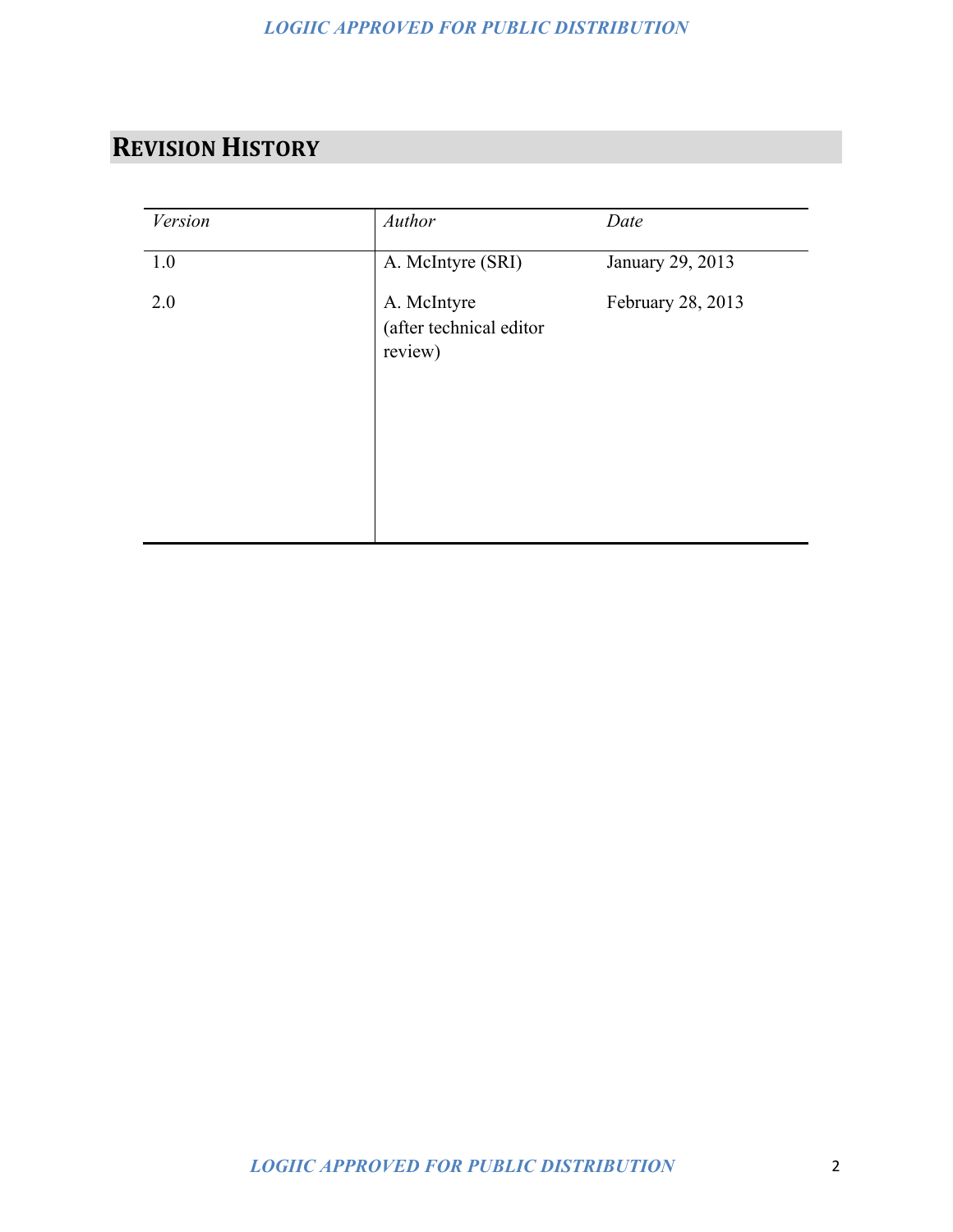## REVISION HISTORY

| *Version* | *Author* | *Date* |
|---|---|---|
| 1.0 | A. McIntyre (SRI) | January 29, 2013 |
| 2.0 | A. McIntyre (after technical editor review) | February 28, 2013 |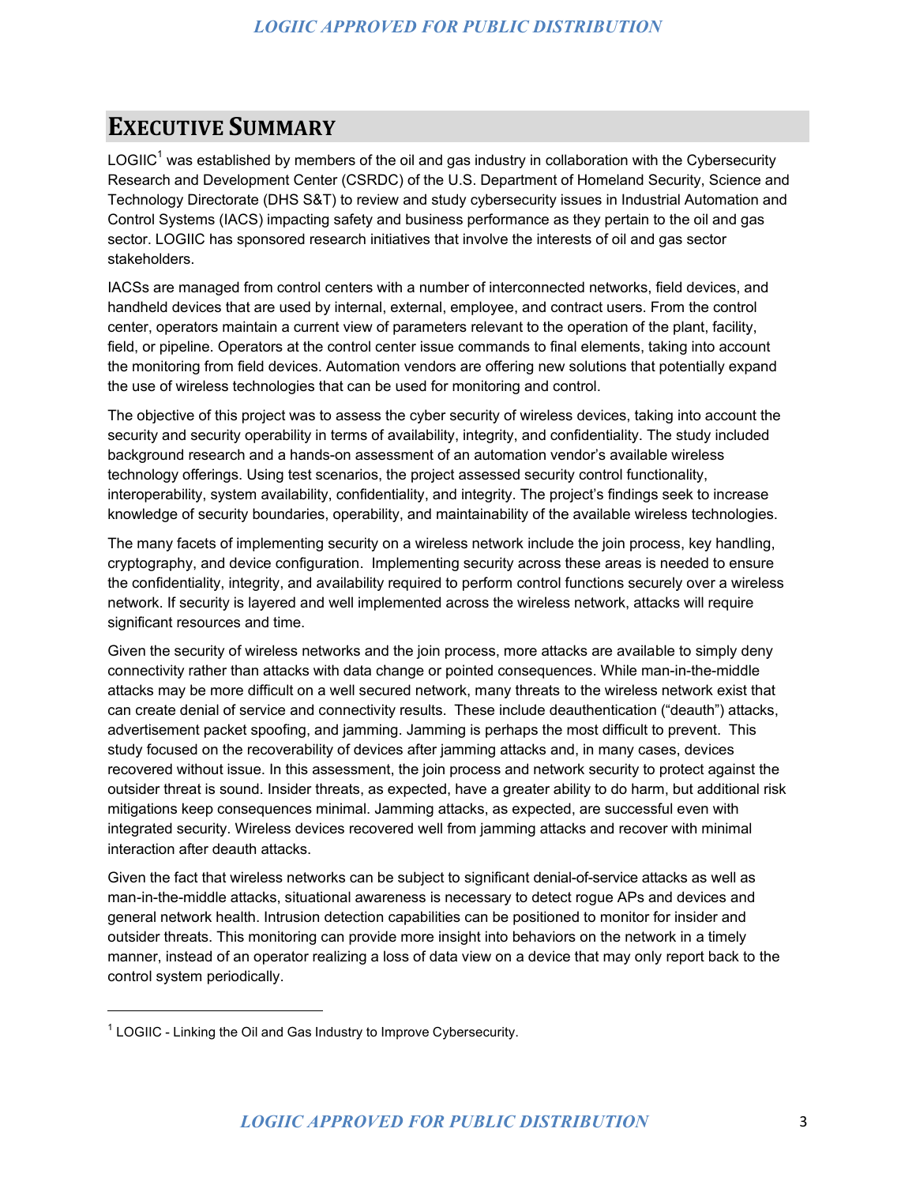# EXECUTIVE SUMMARY

LOGIIC[1] was established by members of the oil and gas industry in collaboration with the Cybersecurity Research and Development Center (CSRDC) of the U.S. Department of Homeland Security, Science and Technology Directorate (DHS S&T) to review and study cybersecurity issues in Industrial Automation and Control Systems (IACS) impacting safety and business performance as they pertain to the oil and gas sector. LOGIIC has sponsored research initiatives that involve the interests of oil and gas sector stakeholders.

IACSs are managed from control centers with a number of interconnected networks, field devices, and handheld devices that are used by internal, external, employee, and contract users. From the control center, operators maintain a current view of parameters relevant to the operation of the plant, facility, field, or pipeline. Operators at the control center issue commands to final elements, taking into account the monitoring from field devices. Automation vendors are offering new solutions that potentially expand the use of wireless technologies that can be used for monitoring and control.

The objective of this project was to assess the cyber security of wireless devices, taking into account the security and security operability in terms of availability, integrity, and confidentiality. The study included background research and a hands-on assessment of an automation vendor's available wireless technology offerings. Using test scenarios, the project assessed security control functionality, interoperability, system availability, confidentiality, and integrity. The project's findings seek to increase knowledge of security boundaries, operability, and maintainability of the available wireless technologies.

The many facets of implementing security on a wireless network include the join process, key handling, cryptography, and device configuration. Implementing security across these areas is needed to ensure the confidentiality, integrity, and availability required to perform control functions securely over a wireless network. If security is layered and well implemented across the wireless network, attacks will require significant resources and time.

Given the security of wireless networks and the join process, more attacks are available to simply deny connectivity rather than attacks with data change or pointed consequences. While man-in-the-middle attacks may be more difficult on a well secured network, many threats to the wireless network exist that can create denial of service and connectivity results. These include deauthentication ("deauth") attacks, advertisement packet spoofing, and jamming. Jamming is perhaps the most difficult to prevent. This study focused on the recoverability of devices after jamming attacks and, in many cases, devices recovered without issue. In this assessment, the join process and network security to protect against the outsider threat is sound. Insider threats, as expected, have a greater ability to do harm, but additional risk mitigations keep consequences minimal. Jamming attacks, as expected, are successful even with integrated security. Wireless devices recovered well from jamming attacks and recover with minimal interaction after deauth attacks.

Given the fact that wireless networks can be subject to significant denial-of-service attacks as well as man-in-the-middle attacks, situational awareness is necessary to detect rogue APs and devices and general network health. Intrusion detection capabilities can be positioned to monitor for insider and outsider threats. This monitoring can provide more insight into behaviors on the network in a timely manner, instead of an operator realizing a loss of data view on a device that may only report back to the control system periodically.

---

[1] LOGIIC - Linking the Oil and Gas Industry to Improve Cybersecurity.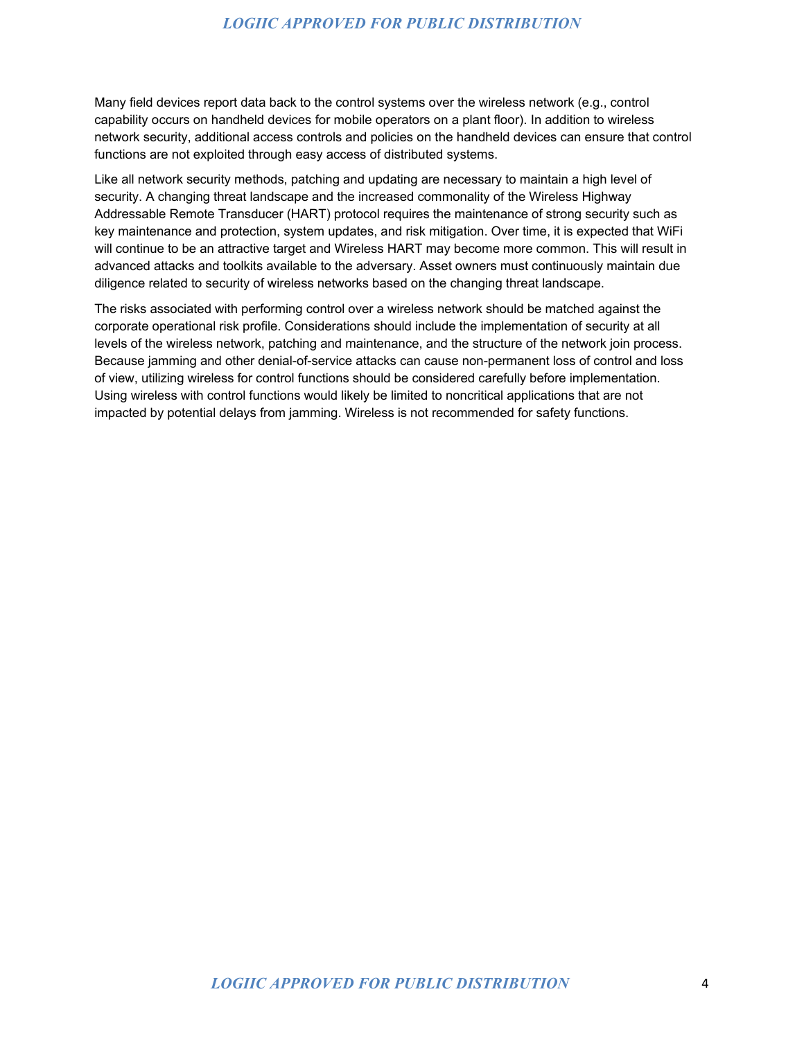Many field devices report data back to the control systems over the wireless network (e.g., control capability occurs on handheld devices for mobile operators on a plant floor). In addition to wireless network security, additional access controls and policies on the handheld devices can ensure that control functions are not exploited through easy access of distributed systems.

Like all network security methods, patching and updating are necessary to maintain a high level of security. A changing threat landscape and the increased commonality of the Wireless Highway Addressable Remote Transducer (HART) protocol requires the maintenance of strong security such as key maintenance and protection, system updates, and risk mitigation. Over time, it is expected that WiFi will continue to be an attractive target and Wireless HART may become more common. This will result in advanced attacks and toolkits available to the adversary. Asset owners must continuously maintain due diligence related to security of wireless networks based on the changing threat landscape.

The risks associated with performing control over a wireless network should be matched against the corporate operational risk profile. Considerations should include the implementation of security at all levels of the wireless network, patching and maintenance, and the structure of the network join process. Because jamming and other denial-of-service attacks can cause non-permanent loss of control and loss of view, utilizing wireless for control functions should be considered carefully before implementation. Using wireless with control functions would likely be limited to noncritical applications that are not impacted by potential delays from jamming. Wireless is not recommended for safety functions.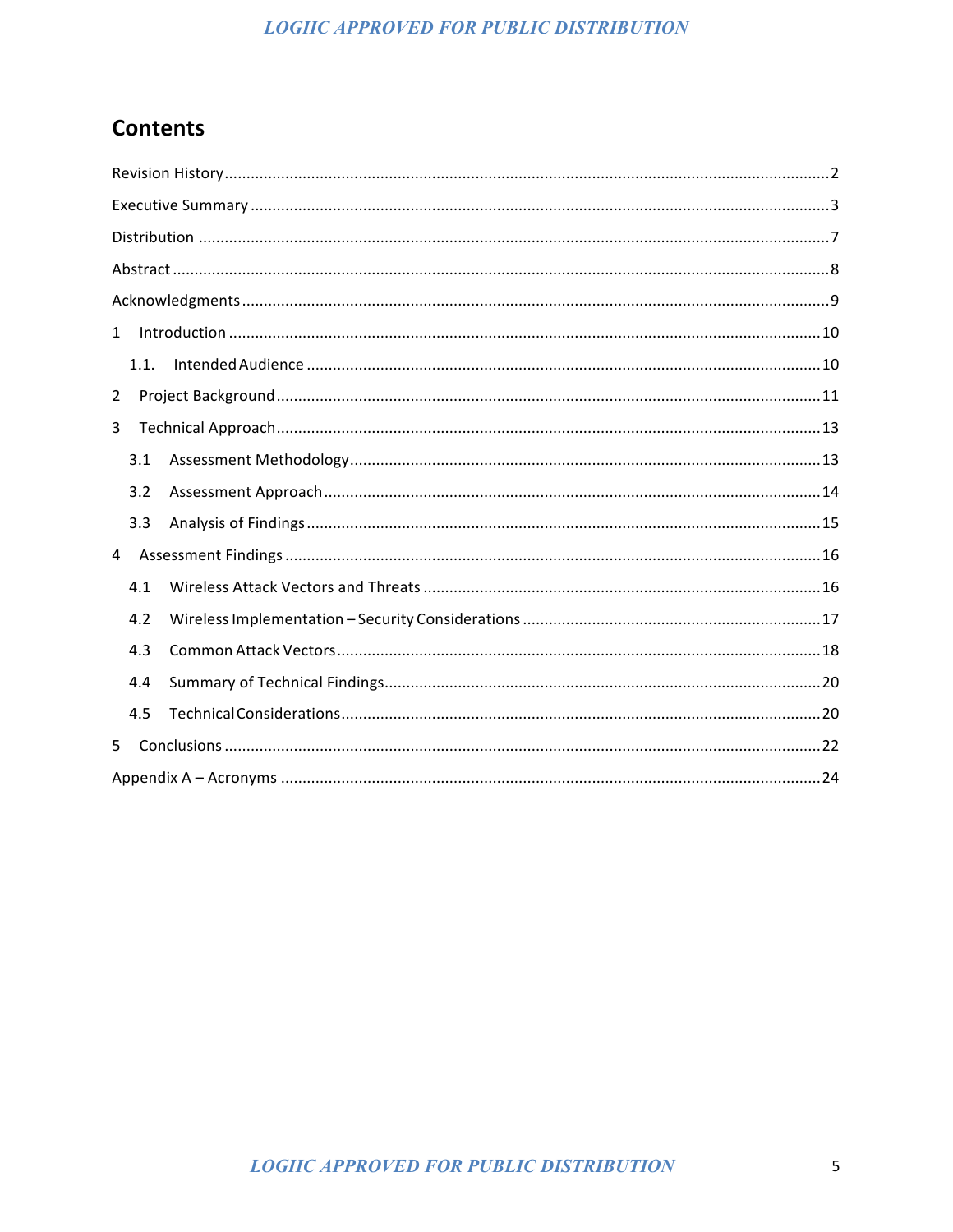## Contents

Revision History .......... 2

Executive Summary .......... 3

Distribution .......... 7

Abstract .......... 8

Acknowledgments .......... 9

1 Introduction .......... 10

- 1.1. Intended Audience .......... 10

2 Project Background .......... 11

3 Technical Approach .......... 13

- 3.1 Assessment Methodology .......... 13
- 3.2 Assessment Approach .......... 14
- 3.3 Analysis of Findings .......... 15

4 Assessment Findings .......... 16

- 4.1 Wireless Attack Vectors and Threats .......... 16
- 4.2 Wireless Implementation – Security Considerations .......... 17
- 4.3 Common Attack Vectors .......... 18
- 4.4 Summary of Technical Findings .......... 20
- 4.5 Technical Considerations .......... 20

5 Conclusions .......... 22

Appendix A – Acronyms .......... 24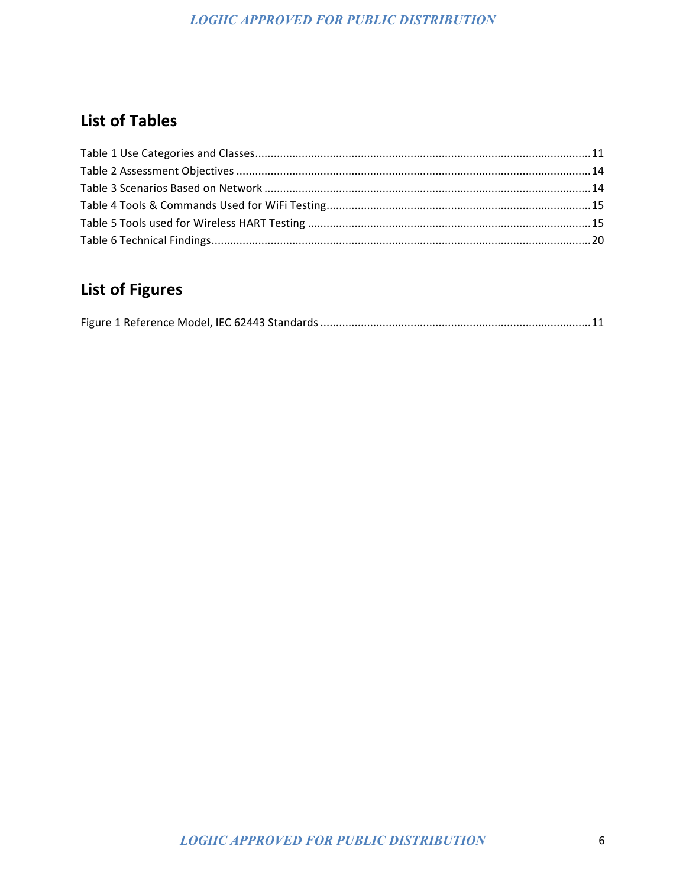## List of Tables

Table 1 Use Categories and Classes........................................................................................................11
Table 2 Assessment Objectives .............................................................................................................14
Table 3 Scenarios Based on Network ....................................................................................................14
Table 4 Tools & Commands Used for WiFi Testing.................................................................................15
Table 5 Tools used for Wireless HART Testing .......................................................................................15
Table 6 Technical Findings......................................................................................................................20

## List of Figures

Figure 1 Reference Model, IEC 62443 Standards ...................................................................................11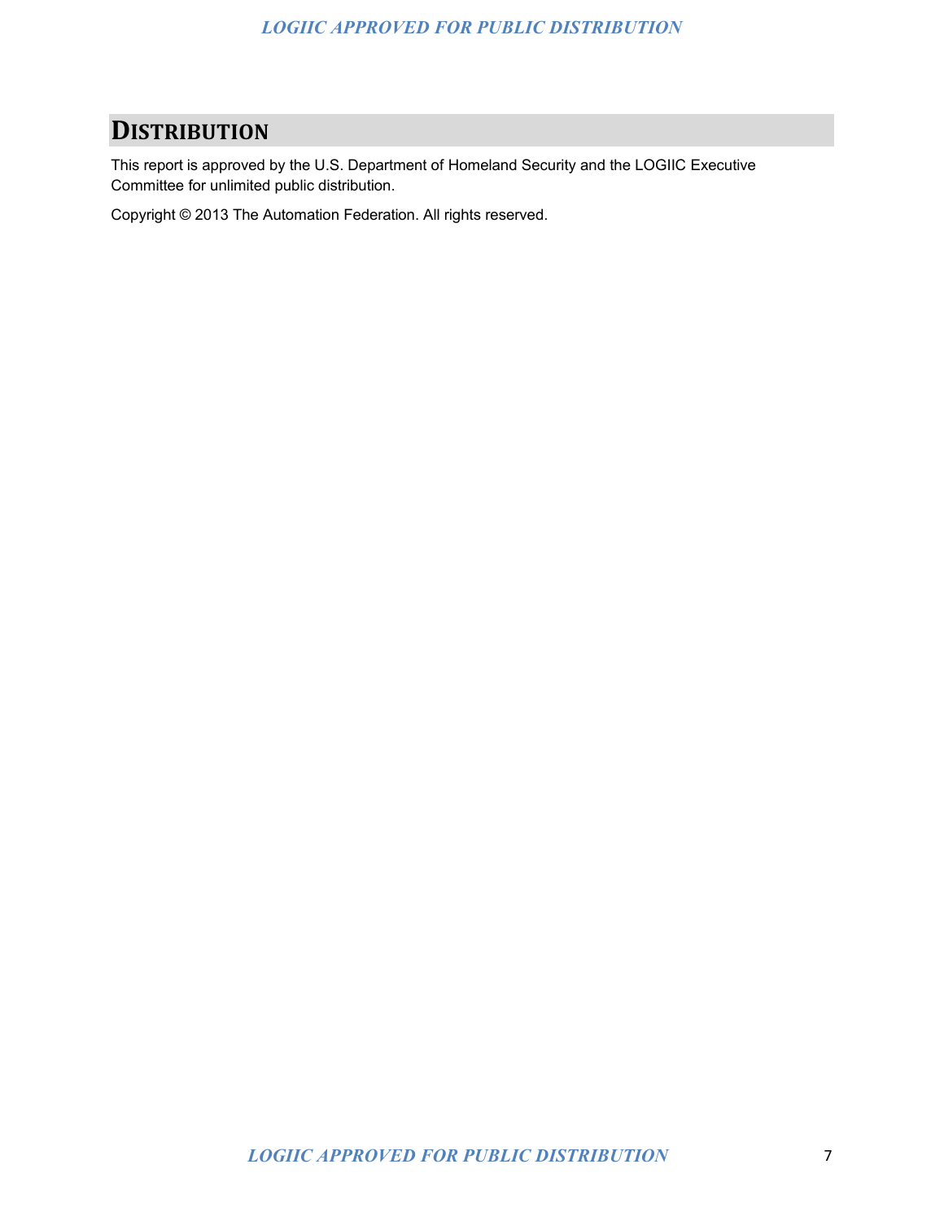# Distribution

This report is approved by the U.S. Department of Homeland Security and the LOGIIC Executive Committee for unlimited public distribution.

Copyright © 2013 The Automation Federation. All rights reserved.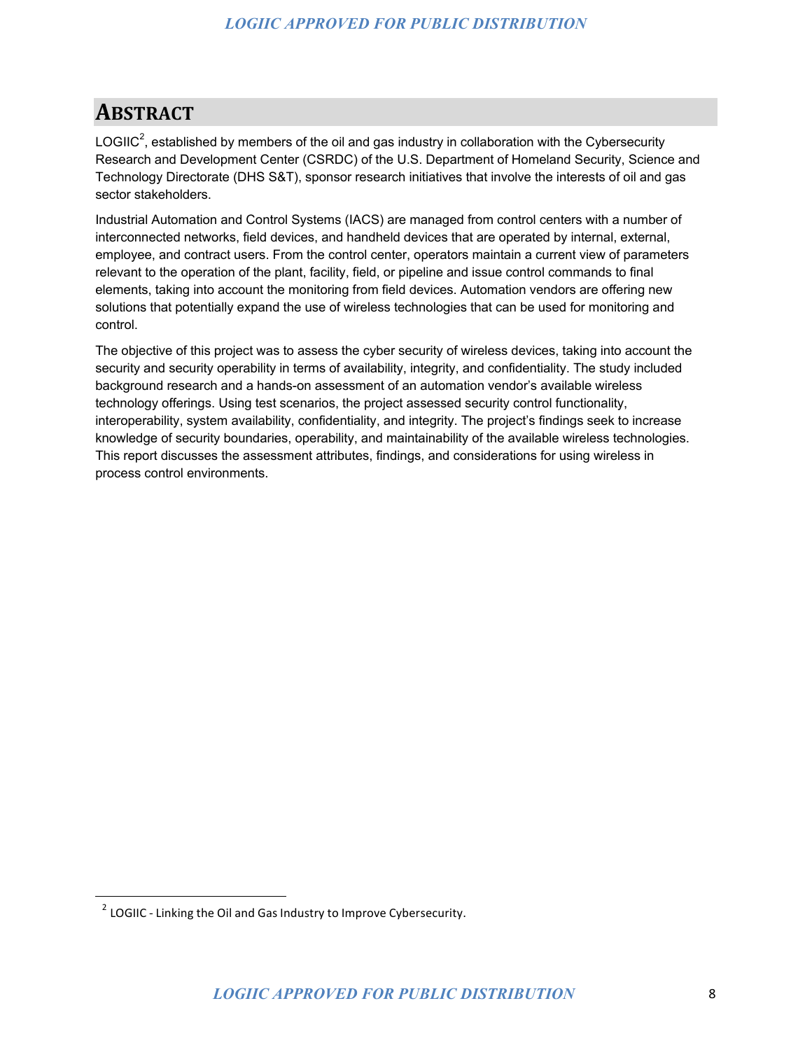# ABSTRACT

LOGIIC[2], established by members of the oil and gas industry in collaboration with the Cybersecurity Research and Development Center (CSRDC) of the U.S. Department of Homeland Security, Science and Technology Directorate (DHS S&T), sponsor research initiatives that involve the interests of oil and gas sector stakeholders.

Industrial Automation and Control Systems (IACS) are managed from control centers with a number of interconnected networks, field devices, and handheld devices that are operated by internal, external, employee, and contract users. From the control center, operators maintain a current view of parameters relevant to the operation of the plant, facility, field, or pipeline and issue control commands to final elements, taking into account the monitoring from field devices. Automation vendors are offering new solutions that potentially expand the use of wireless technologies that can be used for monitoring and control.

The objective of this project was to assess the cyber security of wireless devices, taking into account the security and security operability in terms of availability, integrity, and confidentiality. The study included background research and a hands-on assessment of an automation vendor's available wireless technology offerings. Using test scenarios, the project assessed security control functionality, interoperability, system availability, confidentiality, and integrity. The project's findings seek to increase knowledge of security boundaries, operability, and maintainability of the available wireless technologies. This report discusses the assessment attributes, findings, and considerations for using wireless in process control environments.

---

[2] LOGIIC - Linking the Oil and Gas Industry to Improve Cybersecurity.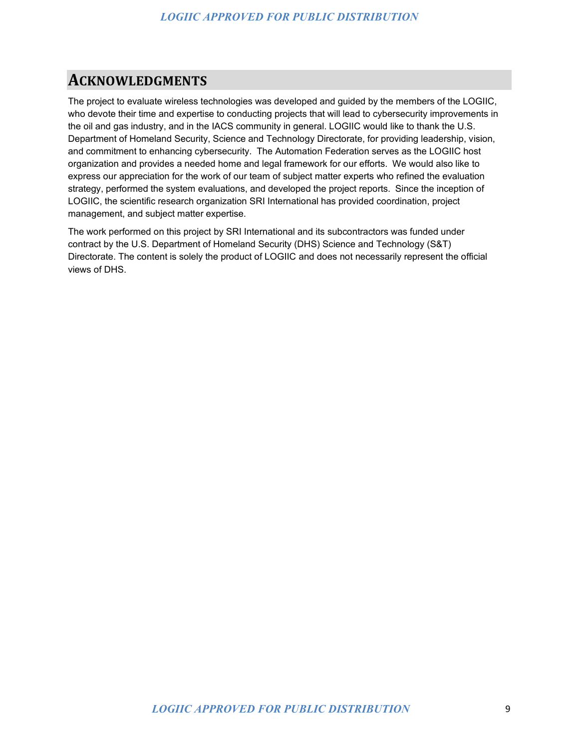# Acknowledgments

The project to evaluate wireless technologies was developed and guided by the members of the LOGIIC, who devote their time and expertise to conducting projects that will lead to cybersecurity improvements in the oil and gas industry, and in the IACS community in general. LOGIIC would like to thank the U.S. Department of Homeland Security, Science and Technology Directorate, for providing leadership, vision, and commitment to enhancing cybersecurity. The Automation Federation serves as the LOGIIC host organization and provides a needed home and legal framework for our efforts. We would also like to express our appreciation for the work of our team of subject matter experts who refined the evaluation strategy, performed the system evaluations, and developed the project reports. Since the inception of LOGIIC, the scientific research organization SRI International has provided coordination, project management, and subject matter expertise.

The work performed on this project by SRI International and its subcontractors was funded under contract by the U.S. Department of Homeland Security (DHS) Science and Technology (S&T) Directorate. The content is solely the product of LOGIIC and does not necessarily represent the official views of DHS.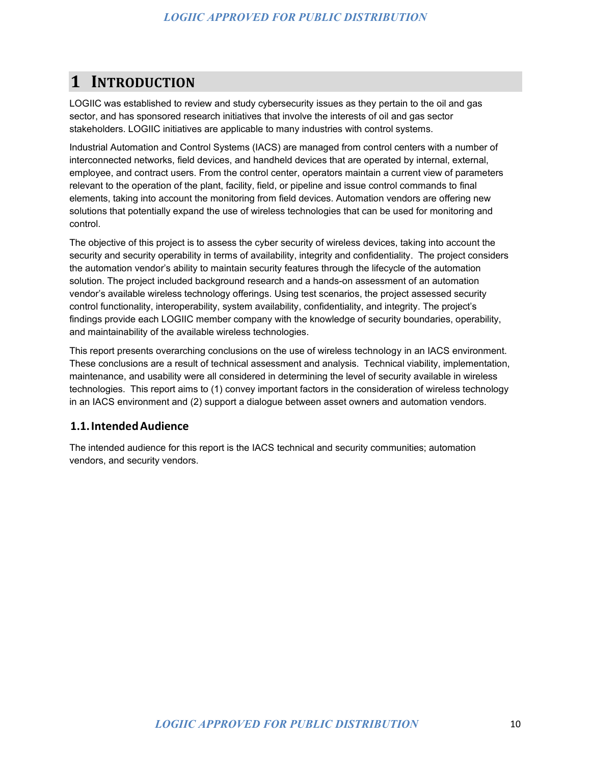# 1 INTRODUCTION

LOGIIC was established to review and study cybersecurity issues as they pertain to the oil and gas sector, and has sponsored research initiatives that involve the interests of oil and gas sector stakeholders. LOGIIC initiatives are applicable to many industries with control systems.

Industrial Automation and Control Systems (IACS) are managed from control centers with a number of interconnected networks, field devices, and handheld devices that are operated by internal, external, employee, and contract users. From the control center, operators maintain a current view of parameters relevant to the operation of the plant, facility, field, or pipeline and issue control commands to final elements, taking into account the monitoring from field devices. Automation vendors are offering new solutions that potentially expand the use of wireless technologies that can be used for monitoring and control.

The objective of this project is to assess the cyber security of wireless devices, taking into account the security and security operability in terms of availability, integrity and confidentiality. The project considers the automation vendor's ability to maintain security features through the lifecycle of the automation solution. The project included background research and a hands-on assessment of an automation vendor's available wireless technology offerings. Using test scenarios, the project assessed security control functionality, interoperability, system availability, confidentiality, and integrity. The project's findings provide each LOGIIC member company with the knowledge of security boundaries, operability, and maintainability of the available wireless technologies.

This report presents overarching conclusions on the use of wireless technology in an IACS environment. These conclusions are a result of technical assessment and analysis. Technical viability, implementation, maintenance, and usability were all considered in determining the level of security available in wireless technologies. This report aims to (1) convey important factors in the consideration of wireless technology in an IACS environment and (2) support a dialogue between asset owners and automation vendors.

## 1.1. Intended Audience

The intended audience for this report is the IACS technical and security communities; automation vendors, and security vendors.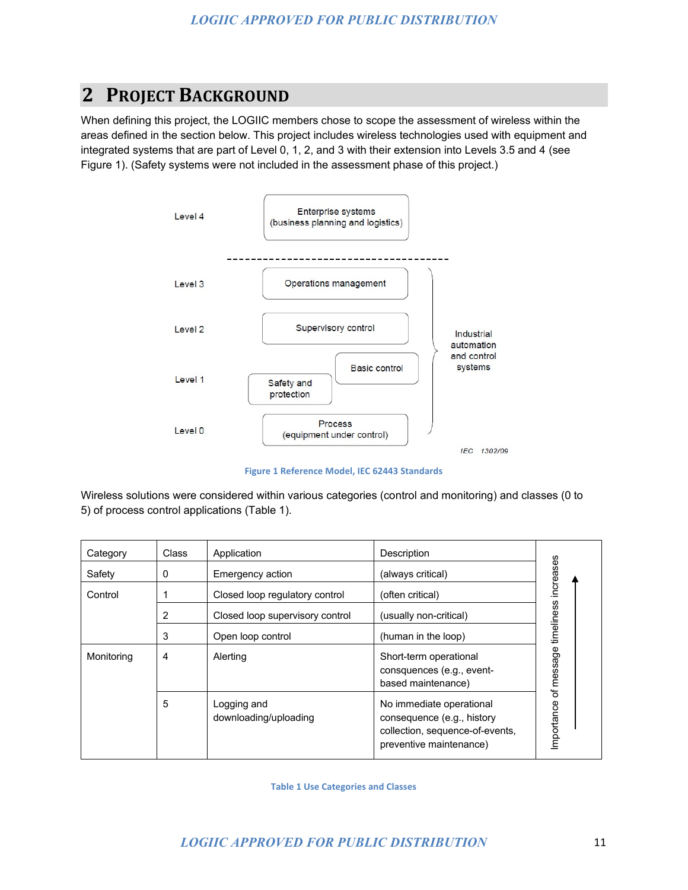# 2 PROJECT BACKGROUND

When defining this project, the LOGIIC members chose to scope the assessment of wireless within the areas defined in the section below. This project includes wireless technologies used with equipment and integrated systems that are part of Level 0, 1, 2, and 3 with their extension into Levels 3.5 and 4 (see Figure 1). (Safety systems were not included in the assessment phase of this project.)

Level 4 — Enterprise systems (business planning and logistics)

Level 3 — Operations management

Level 2 — Supervisory control

Level 1 — Basic control; Safety and protection

Level 0 — Process (equipment under control)

Levels 0–3: Industrial automation and control systems

IEC 1302/09

Figure 1 Reference Model, IEC 62443 Standards

Wireless solutions were considered within various categories (control and monitoring) and classes (0 to 5) of process control applications (Table 1).

| Category | Class | Application | Description |
|---|---|---|---|
| Safety | 0 | Emergency action | (always critical) |
| Control | 1 | Closed loop regulatory control | (often critical) |
| | 2 | Closed loop supervisory control | (usually non-critical) |
| | 3 | Open loop control | (human in the loop) |
| Monitoring | 4 | Alerting | Short-term operational consquences (e.g., event-based maintenance) |
| | 5 | Logging and downloading/uploading | No immediate operational consequence (e.g., history collection, sequence-of-events, preventive maintenance) |

Importance of message timeliness increases (from Class 5 to Class 0)

Table 1 Use Categories and Classes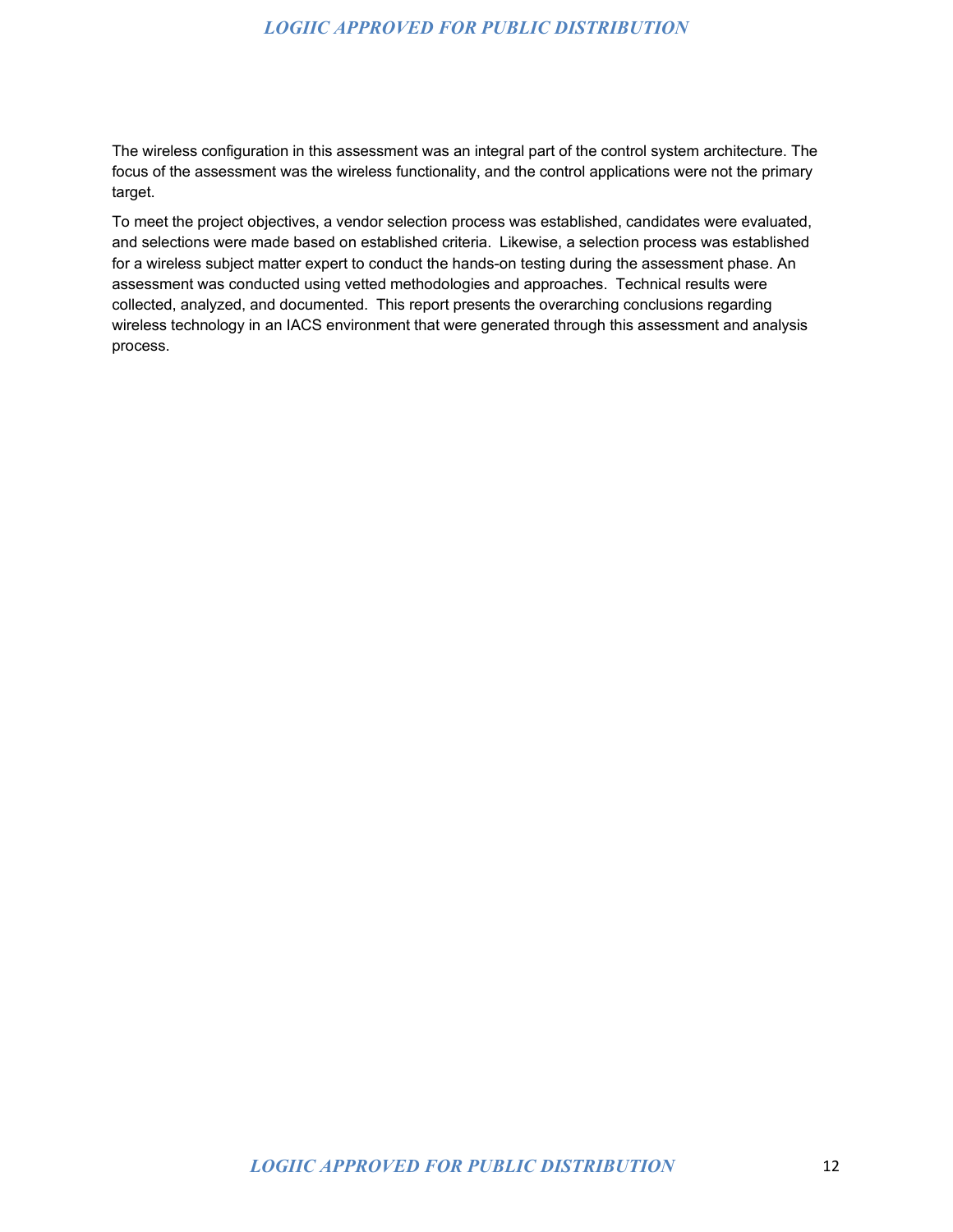The wireless configuration in this assessment was an integral part of the control system architecture. The focus of the assessment was the wireless functionality, and the control applications were not the primary target.

To meet the project objectives, a vendor selection process was established, candidates were evaluated, and selections were made based on established criteria. Likewise, a selection process was established for a wireless subject matter expert to conduct the hands-on testing during the assessment phase. An assessment was conducted using vetted methodologies and approaches. Technical results were collected, analyzed, and documented. This report presents the overarching conclusions regarding wireless technology in an IACS environment that were generated through this assessment and analysis process.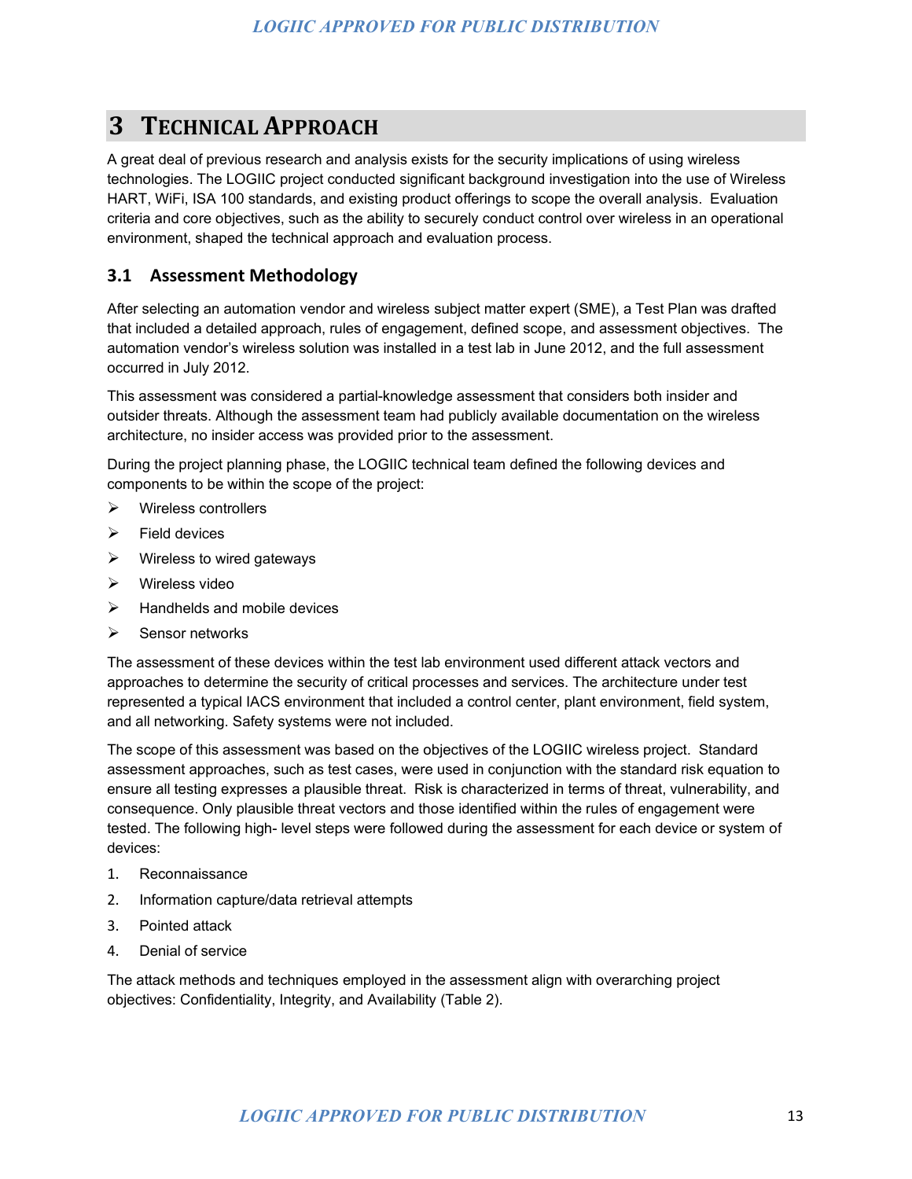# 3 Technical Approach

A great deal of previous research and analysis exists for the security implications of using wireless technologies. The LOGIIC project conducted significant background investigation into the use of Wireless HART, WiFi, ISA 100 standards, and existing product offerings to scope the overall analysis. Evaluation criteria and core objectives, such as the ability to securely conduct control over wireless in an operational environment, shaped the technical approach and evaluation process.

## 3.1 Assessment Methodology

After selecting an automation vendor and wireless subject matter expert (SME), a Test Plan was drafted that included a detailed approach, rules of engagement, defined scope, and assessment objectives. The automation vendor's wireless solution was installed in a test lab in June 2012, and the full assessment occurred in July 2012.

This assessment was considered a partial-knowledge assessment that considers both insider and outsider threats. Although the assessment team had publicly available documentation on the wireless architecture, no insider access was provided prior to the assessment.

During the project planning phase, the LOGIIC technical team defined the following devices and components to be within the scope of the project:

- Wireless controllers
- Field devices
- Wireless to wired gateways
- Wireless video
- Handhelds and mobile devices
- Sensor networks

The assessment of these devices within the test lab environment used different attack vectors and approaches to determine the security of critical processes and services. The architecture under test represented a typical IACS environment that included a control center, plant environment, field system, and all networking. Safety systems were not included.

The scope of this assessment was based on the objectives of the LOGIIC wireless project. Standard assessment approaches, such as test cases, were used in conjunction with the standard risk equation to ensure all testing expresses a plausible threat. Risk is characterized in terms of threat, vulnerability, and consequence. Only plausible threat vectors and those identified within the rules of engagement were tested. The following high- level steps were followed during the assessment for each device or system of devices:

1. Reconnaissance
2. Information capture/data retrieval attempts
3. Pointed attack
4. Denial of service

The attack methods and techniques employed in the assessment align with overarching project objectives: Confidentiality, Integrity, and Availability (Table 2).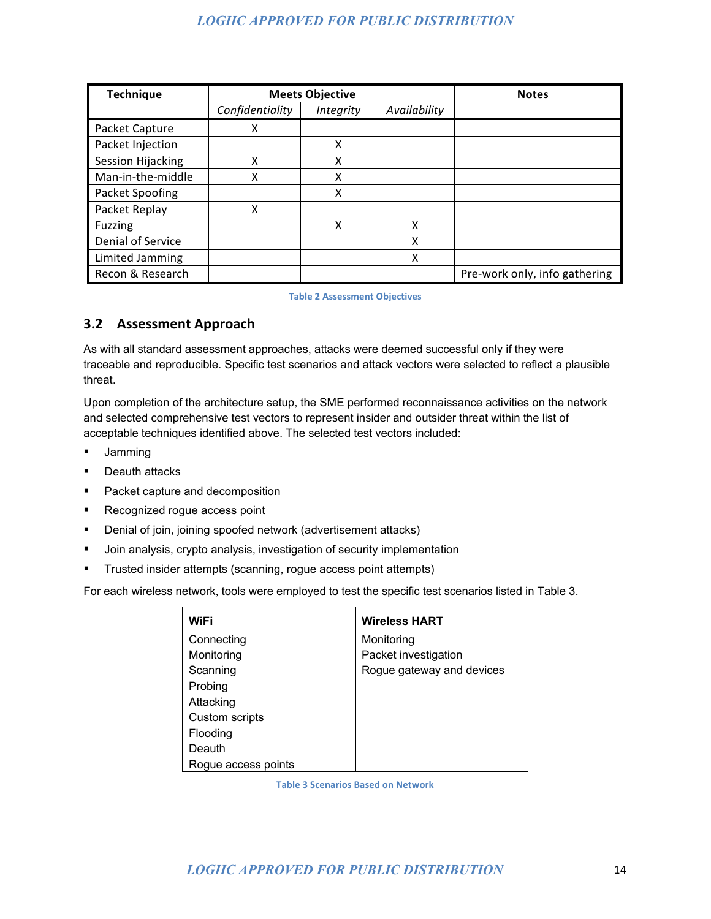| Technique | Meets Objective | | | Notes |
|---|---|---|---|---|
| | *Confidentiality* | *Integrity* | *Availability* | |
| Packet Capture | X | | | |
| Packet Injection | | X | | |
| Session Hijacking | X | X | | |
| Man-in-the-middle | X | X | | |
| Packet Spoofing | | X | | |
| Packet Replay | X | | | |
| Fuzzing | | X | X | |
| Denial of Service | | | X | |
| Limited Jamming | | | X | |
| Recon & Research | | | | Pre-work only, info gathering |

Table 2 Assessment Objectives

## 3.2 Assessment Approach

As with all standard assessment approaches, attacks were deemed successful only if they were traceable and reproducible. Specific test scenarios and attack vectors were selected to reflect a plausible threat.

Upon completion of the architecture setup, the SME performed reconnaissance activities on the network and selected comprehensive test vectors to represent insider and outsider threat within the list of acceptable techniques identified above. The selected test vectors included:

- Jamming
- Deauth attacks
- Packet capture and decomposition
- Recognized rogue access point
- Denial of join, joining spoofed network (advertisement attacks)
- Join analysis, crypto analysis, investigation of security implementation
- Trusted insider attempts (scanning, rogue access point attempts)

For each wireless network, tools were employed to test the specific test scenarios listed in Table 3.

| WiFi | Wireless HART |
|---|---|
| Connecting<br>Monitoring<br>Scanning<br>Probing<br>Attacking<br>Custom scripts<br>Flooding<br>Deauth<br>Rogue access points | Monitoring<br>Packet investigation<br>Rogue gateway and devices |

Table 3 Scenarios Based on Network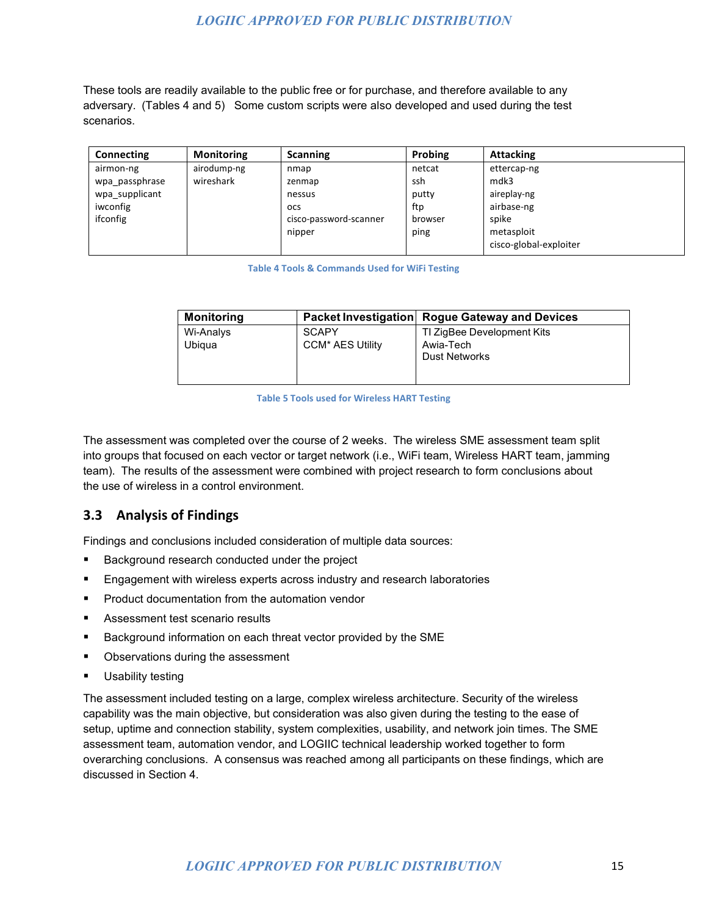These tools are readily available to the public free or for purchase, and therefore available to any adversary. (Tables 4 and 5) Some custom scripts were also developed and used during the test scenarios.

| Connecting | Monitoring | Scanning | Probing | Attacking |
|---|---|---|---|---|
| airmon-ng | airodump-ng | nmap | netcat | ettercap-ng |
| wpa_passphrase | wireshark | zenmap | ssh | mdk3 |
| wpa_supplicant | | nessus | putty | aireplay-ng |
| iwconfig | | ocs | ftp | airbase-ng |
| ifconfig | | cisco-password-scanner | browser | spike |
| | | nipper | ping | metasploit |
| | | | | cisco-global-exploiter |

Table 4 Tools & Commands Used for WiFi Testing

| Monitoring | Packet Investigation | Rogue Gateway and Devices |
|---|---|---|
| Wi-Analys | SCAPY | TI ZigBee Development Kits |
| Ubiqua | CCM* AES Utility | Awia-Tech |
| | | Dust Networks |

Table 5 Tools used for Wireless HART Testing

The assessment was completed over the course of 2 weeks. The wireless SME assessment team split into groups that focused on each vector or target network (i.e., WiFi team, Wireless HART team, jamming team). The results of the assessment were combined with project research to form conclusions about the use of wireless in a control environment.

## 3.3 Analysis of Findings

Findings and conclusions included consideration of multiple data sources:

- Background research conducted under the project
- Engagement with wireless experts across industry and research laboratories
- Product documentation from the automation vendor
- Assessment test scenario results
- Background information on each threat vector provided by the SME
- Observations during the assessment
- Usability testing

The assessment included testing on a large, complex wireless architecture. Security of the wireless capability was the main objective, but consideration was also given during the testing to the ease of setup, uptime and connection stability, system complexities, usability, and network join times. The SME assessment team, automation vendor, and LOGIIC technical leadership worked together to form overarching conclusions. A consensus was reached among all participants on these findings, which are discussed in Section 4.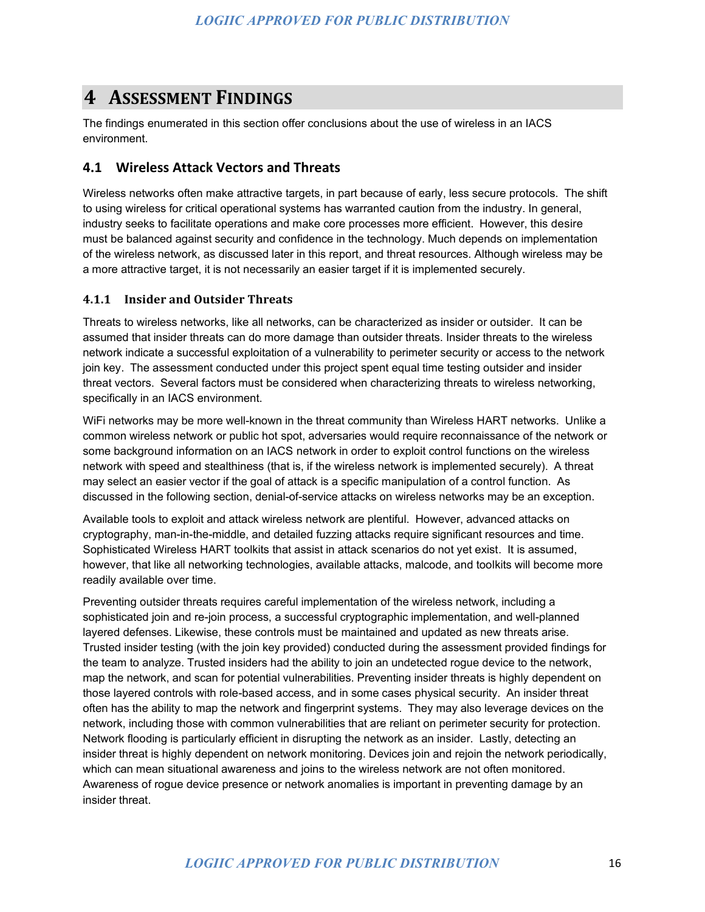# 4 Assessment Findings

The findings enumerated in this section offer conclusions about the use of wireless in an IACS environment.

## 4.1 Wireless Attack Vectors and Threats

Wireless networks often make attractive targets, in part because of early, less secure protocols. The shift to using wireless for critical operational systems has warranted caution from the industry. In general, industry seeks to facilitate operations and make core processes more efficient. However, this desire must be balanced against security and confidence in the technology. Much depends on implementation of the wireless network, as discussed later in this report, and threat resources. Although wireless may be a more attractive target, it is not necessarily an easier target if it is implemented securely.

### 4.1.1 Insider and Outsider Threats

Threats to wireless networks, like all networks, can be characterized as insider or outsider. It can be assumed that insider threats can do more damage than outsider threats. Insider threats to the wireless network indicate a successful exploitation of a vulnerability to perimeter security or access to the network join key. The assessment conducted under this project spent equal time testing outsider and insider threat vectors. Several factors must be considered when characterizing threats to wireless networking, specifically in an IACS environment.

WiFi networks may be more well-known in the threat community than Wireless HART networks. Unlike a common wireless network or public hot spot, adversaries would require reconnaissance of the network or some background information on an IACS network in order to exploit control functions on the wireless network with speed and stealthiness (that is, if the wireless network is implemented securely). A threat may select an easier vector if the goal of attack is a specific manipulation of a control function. As discussed in the following section, denial-of-service attacks on wireless networks may be an exception.

Available tools to exploit and attack wireless network are plentiful. However, advanced attacks on cryptography, man-in-the-middle, and detailed fuzzing attacks require significant resources and time. Sophisticated Wireless HART toolkits that assist in attack scenarios do not yet exist. It is assumed, however, that like all networking technologies, available attacks, malcode, and toolkits will become more readily available over time.

Preventing outsider threats requires careful implementation of the wireless network, including a sophisticated join and re-join process, a successful cryptographic implementation, and well-planned layered defenses. Likewise, these controls must be maintained and updated as new threats arise. Trusted insider testing (with the join key provided) conducted during the assessment provided findings for the team to analyze. Trusted insiders had the ability to join an undetected rogue device to the network, map the network, and scan for potential vulnerabilities. Preventing insider threats is highly dependent on those layered controls with role-based access, and in some cases physical security. An insider threat often has the ability to map the network and fingerprint systems. They may also leverage devices on the network, including those with common vulnerabilities that are reliant on perimeter security for protection. Network flooding is particularly efficient in disrupting the network as an insider. Lastly, detecting an insider threat is highly dependent on network monitoring. Devices join and rejoin the network periodically, which can mean situational awareness and joins to the wireless network are not often monitored. Awareness of rogue device presence or network anomalies is important in preventing damage by an insider threat.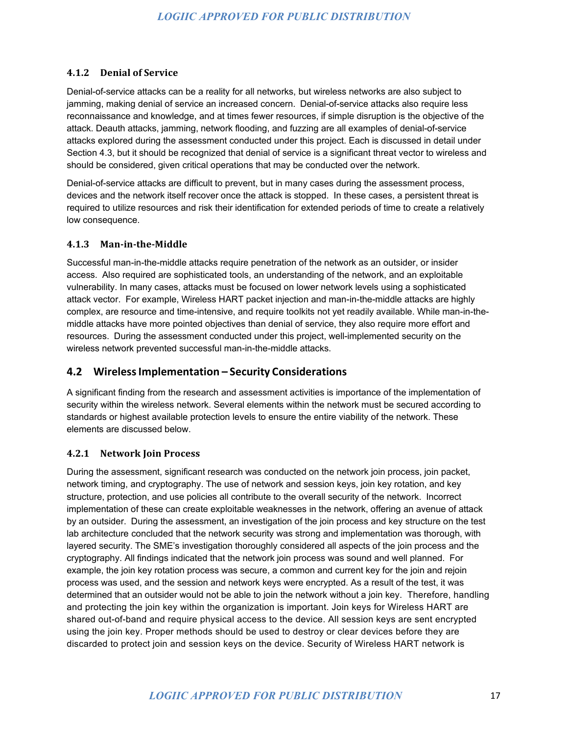### 4.1.2 Denial of Service

Denial-of-service attacks can be a reality for all networks, but wireless networks are also subject to jamming, making denial of service an increased concern. Denial-of-service attacks also require less reconnaissance and knowledge, and at times fewer resources, if simple disruption is the objective of the attack. Deauth attacks, jamming, network flooding, and fuzzing are all examples of denial-of-service attacks explored during the assessment conducted under this project. Each is discussed in detail under Section 4.3, but it should be recognized that denial of service is a significant threat vector to wireless and should be considered, given critical operations that may be conducted over the network.

Denial-of-service attacks are difficult to prevent, but in many cases during the assessment process, devices and the network itself recover once the attack is stopped. In these cases, a persistent threat is required to utilize resources and risk their identification for extended periods of time to create a relatively low consequence.

### 4.1.3 Man-in-the-Middle

Successful man-in-the-middle attacks require penetration of the network as an outsider, or insider access. Also required are sophisticated tools, an understanding of the network, and an exploitable vulnerability. In many cases, attacks must be focused on lower network levels using a sophisticated attack vector. For example, Wireless HART packet injection and man-in-the-middle attacks are highly complex, are resource and time-intensive, and require toolkits not yet readily available. While man-in-the-middle attacks have more pointed objectives than denial of service, they also require more effort and resources. During the assessment conducted under this project, well-implemented security on the wireless network prevented successful man-in-the-middle attacks.

## 4.2 Wireless Implementation – Security Considerations

A significant finding from the research and assessment activities is importance of the implementation of security within the wireless network. Several elements within the network must be secured according to standards or highest available protection levels to ensure the entire viability of the network. These elements are discussed below.

### 4.2.1 Network Join Process

During the assessment, significant research was conducted on the network join process, join packet, network timing, and cryptography. The use of network and session keys, join key rotation, and key structure, protection, and use policies all contribute to the overall security of the network. Incorrect implementation of these can create exploitable weaknesses in the network, offering an avenue of attack by an outsider. During the assessment, an investigation of the join process and key structure on the test lab architecture concluded that the network security was strong and implementation was thorough, with layered security. The SME's investigation thoroughly considered all aspects of the join process and the cryptography. All findings indicated that the network join process was sound and well planned. For example, the join key rotation process was secure, a common and current key for the join and rejoin process was used, and the session and network keys were encrypted. As a result of the test, it was determined that an outsider would not be able to join the network without a join key. Therefore, handling and protecting the join key within the organization is important. Join keys for Wireless HART are shared out-of-band and require physical access to the device. All session keys are sent encrypted using the join key. Proper methods should be used to destroy or clear devices before they are discarded to protect join and session keys on the device. Security of Wireless HART network is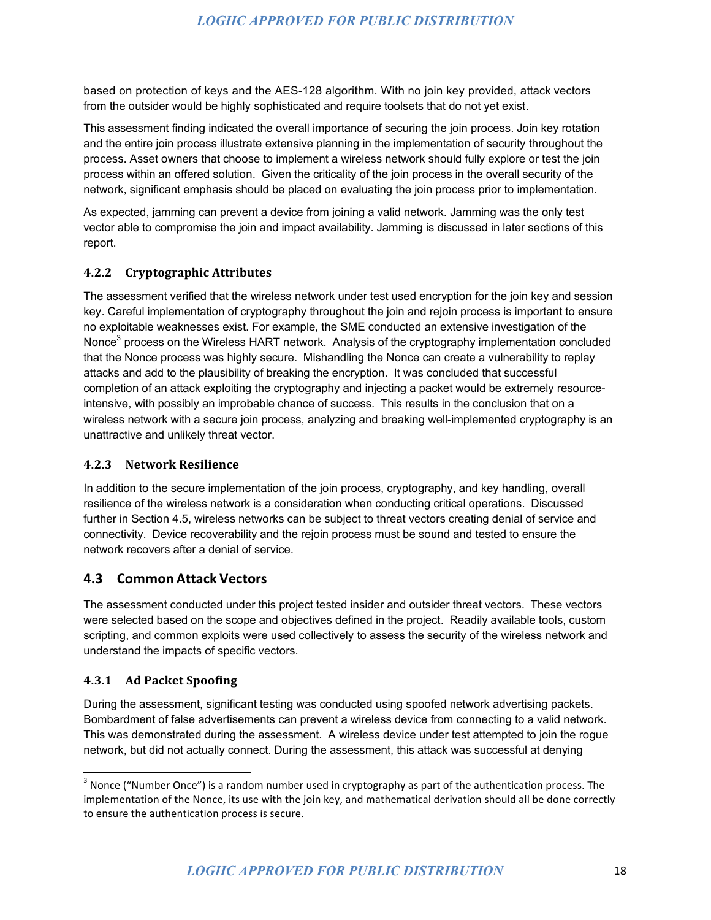based on protection of keys and the AES-128 algorithm. With no join key provided, attack vectors from the outsider would be highly sophisticated and require toolsets that do not yet exist.

This assessment finding indicated the overall importance of securing the join process. Join key rotation and the entire join process illustrate extensive planning in the implementation of security throughout the process. Asset owners that choose to implement a wireless network should fully explore or test the join process within an offered solution. Given the criticality of the join process in the overall security of the network, significant emphasis should be placed on evaluating the join process prior to implementation.

As expected, jamming can prevent a device from joining a valid network. Jamming was the only test vector able to compromise the join and impact availability. Jamming is discussed in later sections of this report.

### 4.2.2 Cryptographic Attributes

The assessment verified that the wireless network under test used encryption for the join key and session key. Careful implementation of cryptography throughout the join and rejoin process is important to ensure no exploitable weaknesses exist. For example, the SME conducted an extensive investigation of the Nonce[3] process on the Wireless HART network. Analysis of the cryptography implementation concluded that the Nonce process was highly secure. Mishandling the Nonce can create a vulnerability to replay attacks and add to the plausibility of breaking the encryption. It was concluded that successful completion of an attack exploiting the cryptography and injecting a packet would be extremely resource-intensive, with possibly an improbable chance of success. This results in the conclusion that on a wireless network with a secure join process, analyzing and breaking well-implemented cryptography is an unattractive and unlikely threat vector.

### 4.2.3 Network Resilience

In addition to the secure implementation of the join process, cryptography, and key handling, overall resilience of the wireless network is a consideration when conducting critical operations. Discussed further in Section 4.5, wireless networks can be subject to threat vectors creating denial of service and connectivity. Device recoverability and the rejoin process must be sound and tested to ensure the network recovers after a denial of service.

## 4.3 Common Attack Vectors

The assessment conducted under this project tested insider and outsider threat vectors. These vectors were selected based on the scope and objectives defined in the project. Readily available tools, custom scripting, and common exploits were used collectively to assess the security of the wireless network and understand the impacts of specific vectors.

### 4.3.1 Ad Packet Spoofing

During the assessment, significant testing was conducted using spoofed network advertising packets. Bombardment of false advertisements can prevent a wireless device from connecting to a valid network. This was demonstrated during the assessment. A wireless device under test attempted to join the rogue network, but did not actually connect. During the assessment, this attack was successful at denying

[3] Nonce ("Number Once") is a random number used in cryptography as part of the authentication process. The implementation of the Nonce, its use with the join key, and mathematical derivation should all be done correctly to ensure the authentication process is secure.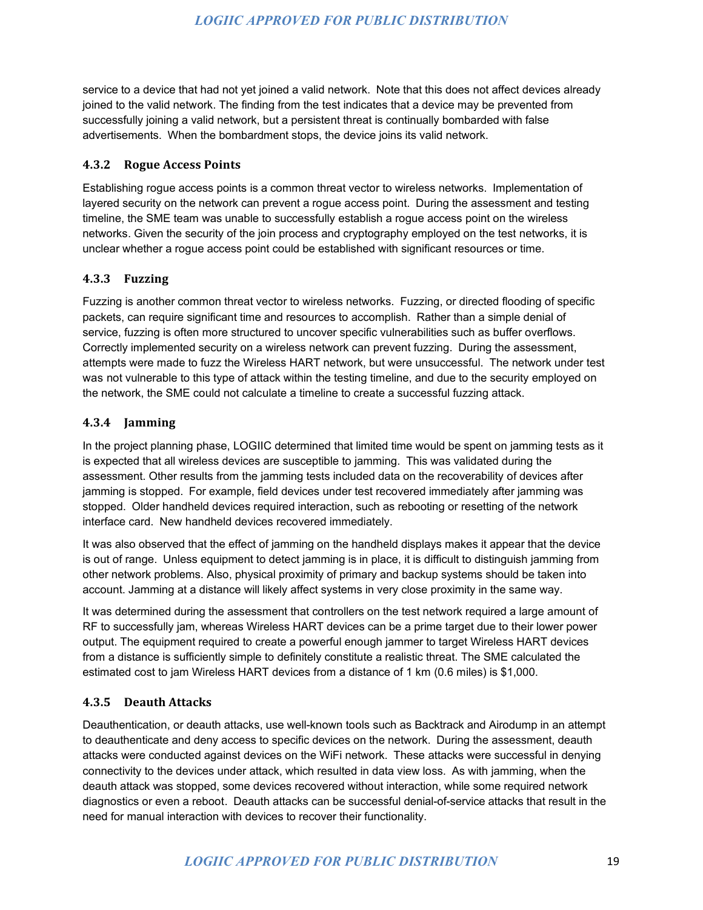service to a device that had not yet joined a valid network. Note that this does not affect devices already joined to the valid network. The finding from the test indicates that a device may be prevented from successfully joining a valid network, but a persistent threat is continually bombarded with false advertisements. When the bombardment stops, the device joins its valid network.

### 4.3.2 Rogue Access Points

Establishing rogue access points is a common threat vector to wireless networks. Implementation of layered security on the network can prevent a rogue access point. During the assessment and testing timeline, the SME team was unable to successfully establish a rogue access point on the wireless networks. Given the security of the join process and cryptography employed on the test networks, it is unclear whether a rogue access point could be established with significant resources or time.

### 4.3.3 Fuzzing

Fuzzing is another common threat vector to wireless networks. Fuzzing, or directed flooding of specific packets, can require significant time and resources to accomplish. Rather than a simple denial of service, fuzzing is often more structured to uncover specific vulnerabilities such as buffer overflows. Correctly implemented security on a wireless network can prevent fuzzing. During the assessment, attempts were made to fuzz the Wireless HART network, but were unsuccessful. The network under test was not vulnerable to this type of attack within the testing timeline, and due to the security employed on the network, the SME could not calculate a timeline to create a successful fuzzing attack.

### 4.3.4 Jamming

In the project planning phase, LOGIIC determined that limited time would be spent on jamming tests as it is expected that all wireless devices are susceptible to jamming. This was validated during the assessment. Other results from the jamming tests included data on the recoverability of devices after jamming is stopped. For example, field devices under test recovered immediately after jamming was stopped. Older handheld devices required interaction, such as rebooting or resetting of the network interface card. New handheld devices recovered immediately.

It was also observed that the effect of jamming on the handheld displays makes it appear that the device is out of range. Unless equipment to detect jamming is in place, it is difficult to distinguish jamming from other network problems. Also, physical proximity of primary and backup systems should be taken into account. Jamming at a distance will likely affect systems in very close proximity in the same way.

It was determined during the assessment that controllers on the test network required a large amount of RF to successfully jam, whereas Wireless HART devices can be a prime target due to their lower power output. The equipment required to create a powerful enough jammer to target Wireless HART devices from a distance is sufficiently simple to definitely constitute a realistic threat. The SME calculated the estimated cost to jam Wireless HART devices from a distance of 1 km (0.6 miles) is $1,000.

### 4.3.5 Deauth Attacks

Deauthentication, or deauth attacks, use well-known tools such as Backtrack and Airodump in an attempt to deauthenticate and deny access to specific devices on the network. During the assessment, deauth attacks were conducted against devices on the WiFi network. These attacks were successful in denying connectivity to the devices under attack, which resulted in data view loss. As with jamming, when the deauth attack was stopped, some devices recovered without interaction, while some required network diagnostics or even a reboot. Deauth attacks can be successful denial-of-service attacks that result in the need for manual interaction with devices to recover their functionality.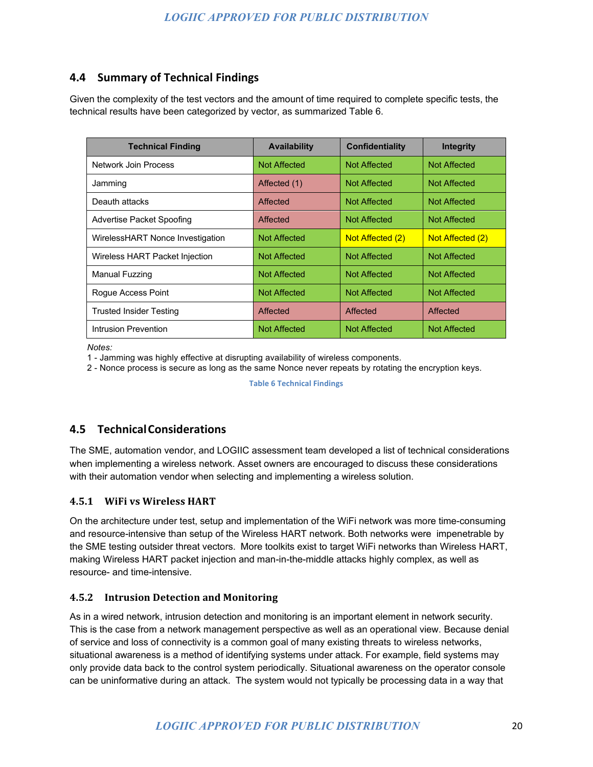## 4.4 Summary of Technical Findings

Given the complexity of the test vectors and the amount of time required to complete specific tests, the technical results have been categorized by vector, as summarized Table 6.

| Technical Finding | Availability | Confidentiality | Integrity |
| --- | --- | --- | --- |
| Network Join Process | Not Affected | Not Affected | Not Affected |
| Jamming | Affected (1) | Not Affected | Not Affected |
| Deauth attacks | Affected | Not Affected | Not Affected |
| Advertise Packet Spoofing | Affected | Not Affected | Not Affected |
| WirelessHART Nonce Investigation | Not Affected | Not Affected (2) | Not Affected (2) |
| Wireless HART Packet Injection | Not Affected | Not Affected | Not Affected |
| Manual Fuzzing | Not Affected | Not Affected | Not Affected |
| Rogue Access Point | Not Affected | Not Affected | Not Affected |
| Trusted Insider Testing | Affected | Affected | Affected |
| Intrusion Prevention | Not Affected | Not Affected | Not Affected |

*Notes:*

1 - Jamming was highly effective at disrupting availability of wireless components.

2 - Nonce process is secure as long as the same Nonce never repeats by rotating the encryption keys.

Table 6 Technical Findings

## 4.5 Technical Considerations

The SME, automation vendor, and LOGIIC assessment team developed a list of technical considerations when implementing a wireless network. Asset owners are encouraged to discuss these considerations with their automation vendor when selecting and implementing a wireless solution.

### 4.5.1 WiFi vs Wireless HART

On the architecture under test, setup and implementation of the WiFi network was more time-consuming and resource-intensive than setup of the Wireless HART network. Both networks were impenetrable by the SME testing outsider threat vectors. More toolkits exist to target WiFi networks than Wireless HART, making Wireless HART packet injection and man-in-the-middle attacks highly complex, as well as resource- and time-intensive.

### 4.5.2 Intrusion Detection and Monitoring

As in a wired network, intrusion detection and monitoring is an important element in network security. This is the case from a network management perspective as well as an operational view. Because denial of service and loss of connectivity is a common goal of many existing threats to wireless networks, situational awareness is a method of identifying systems under attack. For example, field systems may only provide data back to the control system periodically. Situational awareness on the operator console can be uninformative during an attack. The system would not typically be processing data in a way that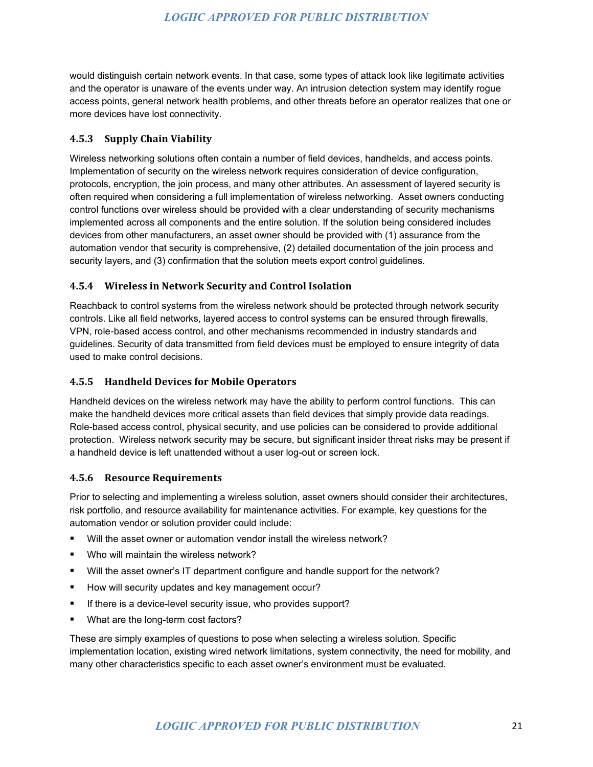would distinguish certain network events. In that case, some types of attack look like legitimate activities and the operator is unaware of the events under way. An intrusion detection system may identify rogue access points, general network health problems, and other threats before an operator realizes that one or more devices have lost connectivity.

### 4.5.3 Supply Chain Viability

Wireless networking solutions often contain a number of field devices, handhelds, and access points. Implementation of security on the wireless network requires consideration of device configuration, protocols, encryption, the join process, and many other attributes. An assessment of layered security is often required when considering a full implementation of wireless networking. Asset owners conducting control functions over wireless should be provided with a clear understanding of security mechanisms implemented across all components and the entire solution. If the solution being considered includes devices from other manufacturers, an asset owner should be provided with (1) assurance from the automation vendor that security is comprehensive, (2) detailed documentation of the join process and security layers, and (3) confirmation that the solution meets export control guidelines.

### 4.5.4 Wireless in Network Security and Control Isolation

Reachback to control systems from the wireless network should be protected through network security controls. Like all field networks, layered access to control systems can be ensured through firewalls, VPN, role-based access control, and other mechanisms recommended in industry standards and guidelines. Security of data transmitted from field devices must be employed to ensure integrity of data used to make control decisions.

### 4.5.5 Handheld Devices for Mobile Operators

Handheld devices on the wireless network may have the ability to perform control functions. This can make the handheld devices more critical assets than field devices that simply provide data readings. Role-based access control, physical security, and use policies can be considered to provide additional protection. Wireless network security may be secure, but significant insider threat risks may be present if a handheld device is left unattended without a user log-out or screen lock.

### 4.5.6 Resource Requirements

Prior to selecting and implementing a wireless solution, asset owners should consider their architectures, risk portfolio, and resource availability for maintenance activities. For example, key questions for the automation vendor or solution provider could include:

- Will the asset owner or automation vendor install the wireless network?
- Who will maintain the wireless network?
- Will the asset owner's IT department configure and handle support for the network?
- How will security updates and key management occur?
- If there is a device-level security issue, who provides support?
- What are the long-term cost factors?

These are simply examples of questions to pose when selecting a wireless solution. Specific implementation location, existing wired network limitations, system connectivity, the need for mobility, and many other characteristics specific to each asset owner's environment must be evaluated.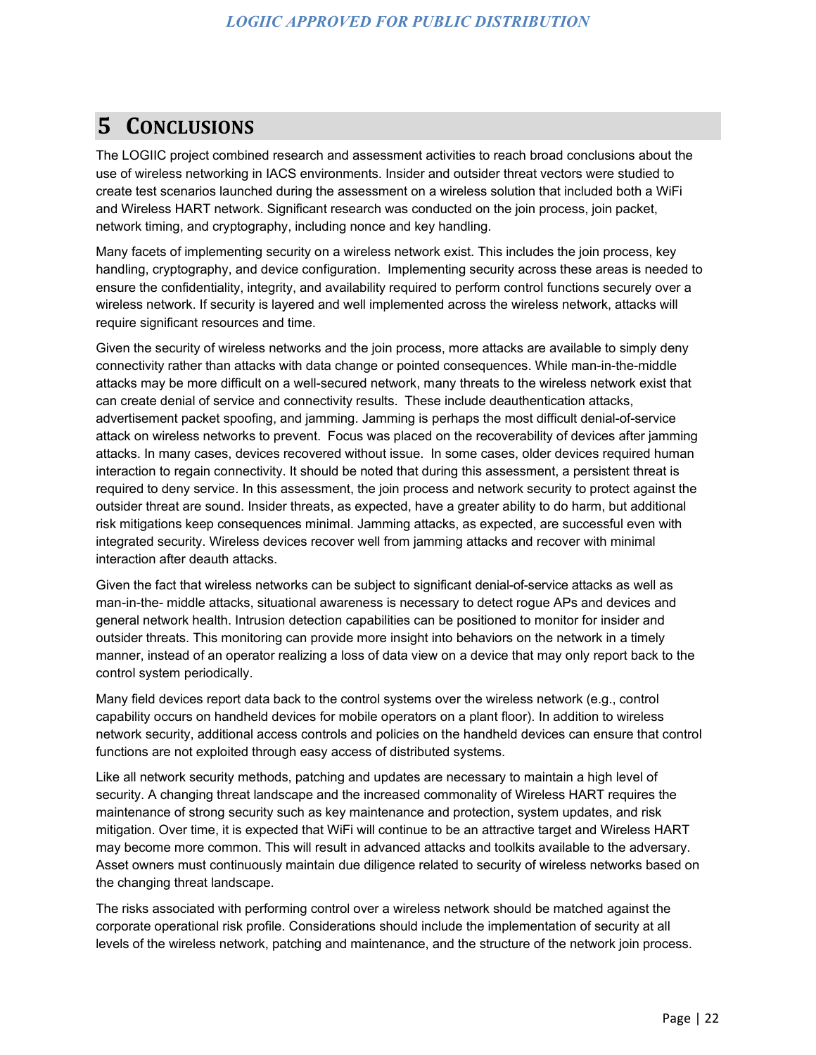# 5 CONCLUSIONS

The LOGIIC project combined research and assessment activities to reach broad conclusions about the use of wireless networking in IACS environments. Insider and outsider threat vectors were studied to create test scenarios launched during the assessment on a wireless solution that included both a WiFi and Wireless HART network. Significant research was conducted on the join process, join packet, network timing, and cryptography, including nonce and key handling.

Many facets of implementing security on a wireless network exist. This includes the join process, key handling, cryptography, and device configuration. Implementing security across these areas is needed to ensure the confidentiality, integrity, and availability required to perform control functions securely over a wireless network. If security is layered and well implemented across the wireless network, attacks will require significant resources and time.

Given the security of wireless networks and the join process, more attacks are available to simply deny connectivity rather than attacks with data change or pointed consequences. While man-in-the-middle attacks may be more difficult on a well-secured network, many threats to the wireless network exist that can create denial of service and connectivity results. These include deauthentication attacks, advertisement packet spoofing, and jamming. Jamming is perhaps the most difficult denial-of-service attack on wireless networks to prevent. Focus was placed on the recoverability of devices after jamming attacks. In many cases, devices recovered without issue. In some cases, older devices required human interaction to regain connectivity. It should be noted that during this assessment, a persistent threat is required to deny service. In this assessment, the join process and network security to protect against the outsider threat are sound. Insider threats, as expected, have a greater ability to do harm, but additional risk mitigations keep consequences minimal. Jamming attacks, as expected, are successful even with integrated security. Wireless devices recover well from jamming attacks and recover with minimal interaction after deauth attacks.

Given the fact that wireless networks can be subject to significant denial-of-service attacks as well as man-in-the- middle attacks, situational awareness is necessary to detect rogue APs and devices and general network health. Intrusion detection capabilities can be positioned to monitor for insider and outsider threats. This monitoring can provide more insight into behaviors on the network in a timely manner, instead of an operator realizing a loss of data view on a device that may only report back to the control system periodically.

Many field devices report data back to the control systems over the wireless network (e.g., control capability occurs on handheld devices for mobile operators on a plant floor). In addition to wireless network security, additional access controls and policies on the handheld devices can ensure that control functions are not exploited through easy access of distributed systems.

Like all network security methods, patching and updates are necessary to maintain a high level of security. A changing threat landscape and the increased commonality of Wireless HART requires the maintenance of strong security such as key maintenance and protection, system updates, and risk mitigation. Over time, it is expected that WiFi will continue to be an attractive target and Wireless HART may become more common. This will result in advanced attacks and toolkits available to the adversary. Asset owners must continuously maintain due diligence related to security of wireless networks based on the changing threat landscape.

The risks associated with performing control over a wireless network should be matched against the corporate operational risk profile. Considerations should include the implementation of security at all levels of the wireless network, patching and maintenance, and the structure of the network join process.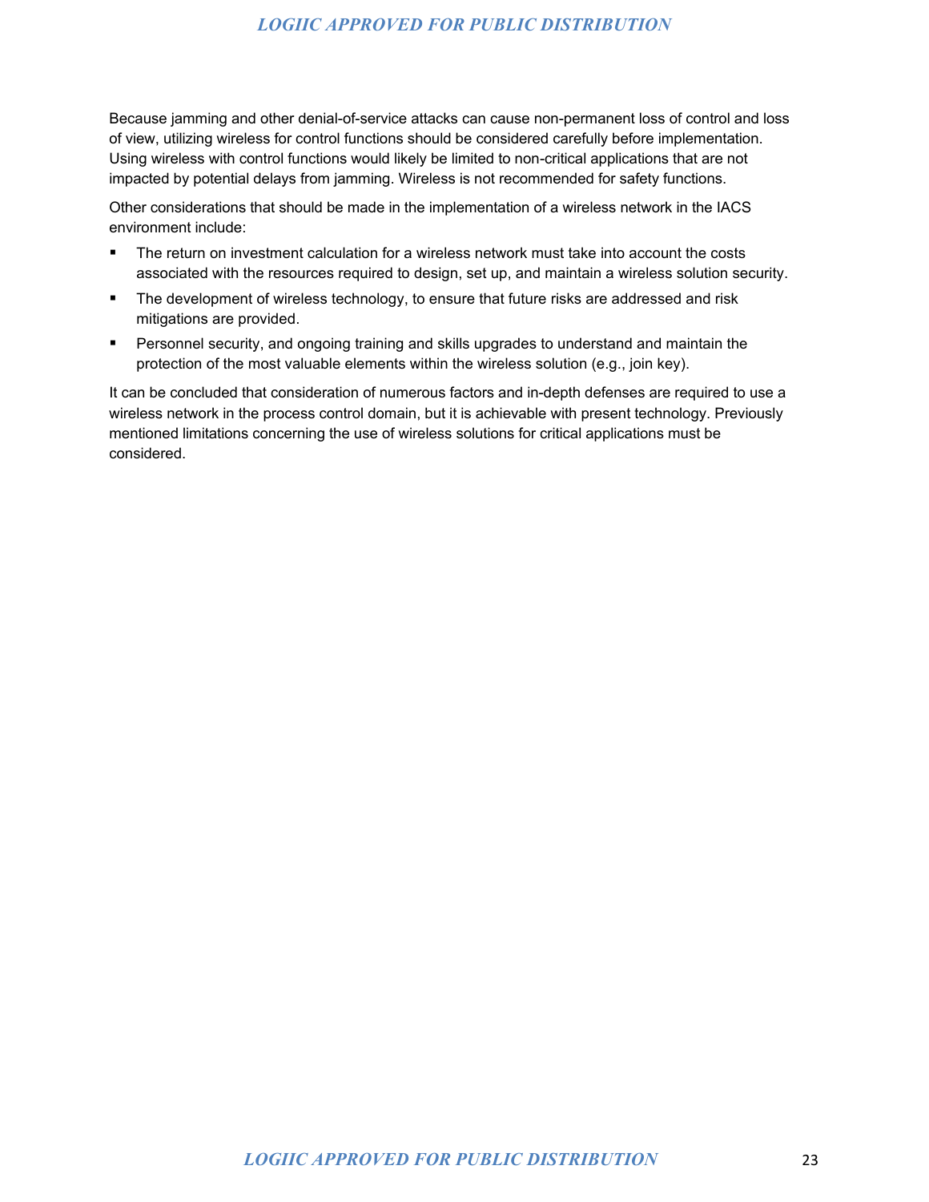Because jamming and other denial-of-service attacks can cause non-permanent loss of control and loss of view, utilizing wireless for control functions should be considered carefully before implementation. Using wireless with control functions would likely be limited to non-critical applications that are not impacted by potential delays from jamming. Wireless is not recommended for safety functions.

Other considerations that should be made in the implementation of a wireless network in the IACS environment include:

- The return on investment calculation for a wireless network must take into account the costs associated with the resources required to design, set up, and maintain a wireless solution security.
- The development of wireless technology, to ensure that future risks are addressed and risk mitigations are provided.
- Personnel security, and ongoing training and skills upgrades to understand and maintain the protection of the most valuable elements within the wireless solution (e.g., join key).

It can be concluded that consideration of numerous factors and in-depth defenses are required to use a wireless network in the process control domain, but it is achievable with present technology. Previously mentioned limitations concerning the use of wireless solutions for critical applications must be considered.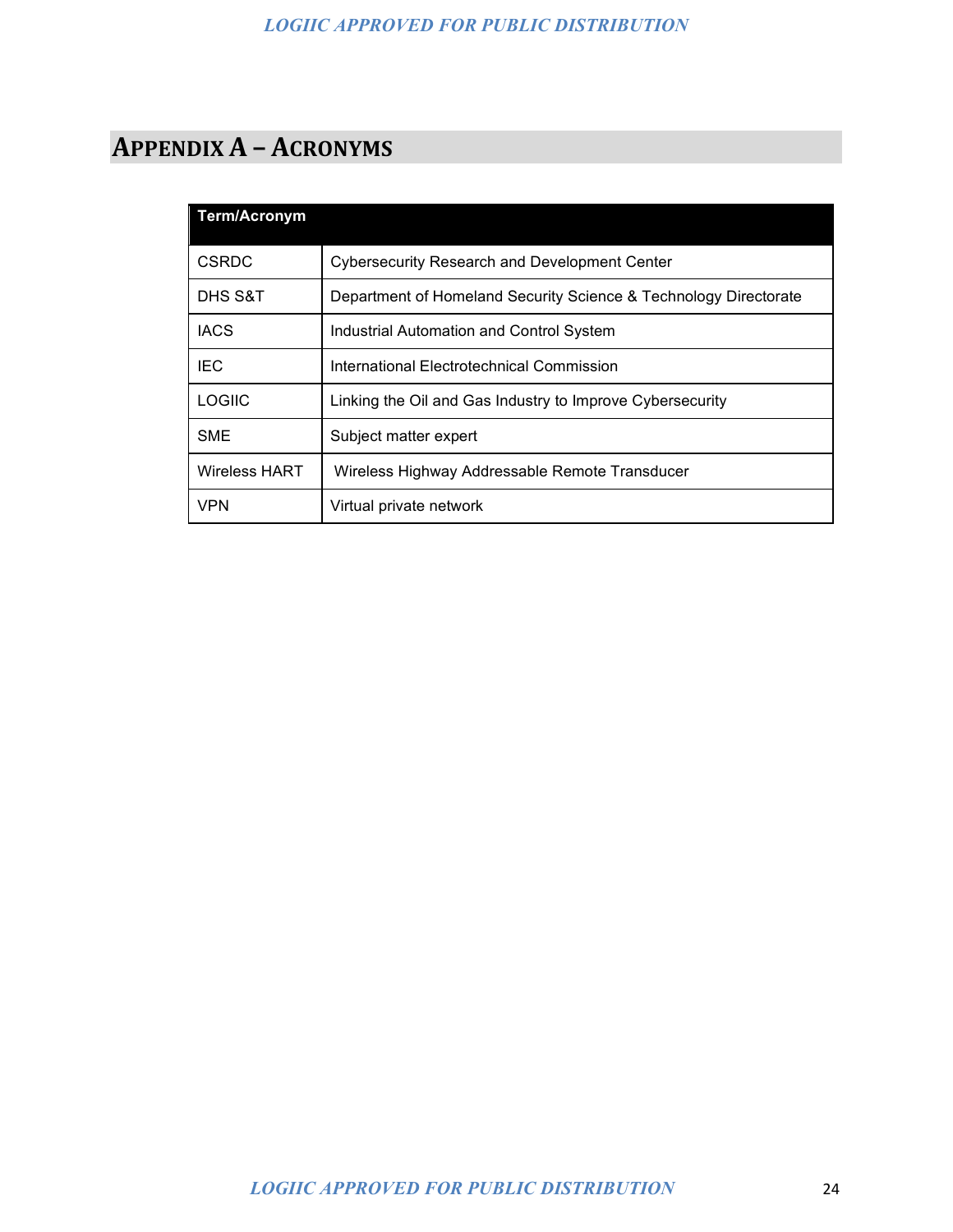# APPENDIX A – ACRONYMS

| Term/Acronym | |
|---|---|
| CSRDC | Cybersecurity Research and Development Center |
| DHS S&T | Department of Homeland Security Science & Technology Directorate |
| IACS | Industrial Automation and Control System |
| IEC | International Electrotechnical Commission |
| LOGIIC | Linking the Oil and Gas Industry to Improve Cybersecurity |
| SME | Subject matter expert |
| Wireless HART | Wireless Highway Addressable Remote Transducer |
| VPN | Virtual private network |